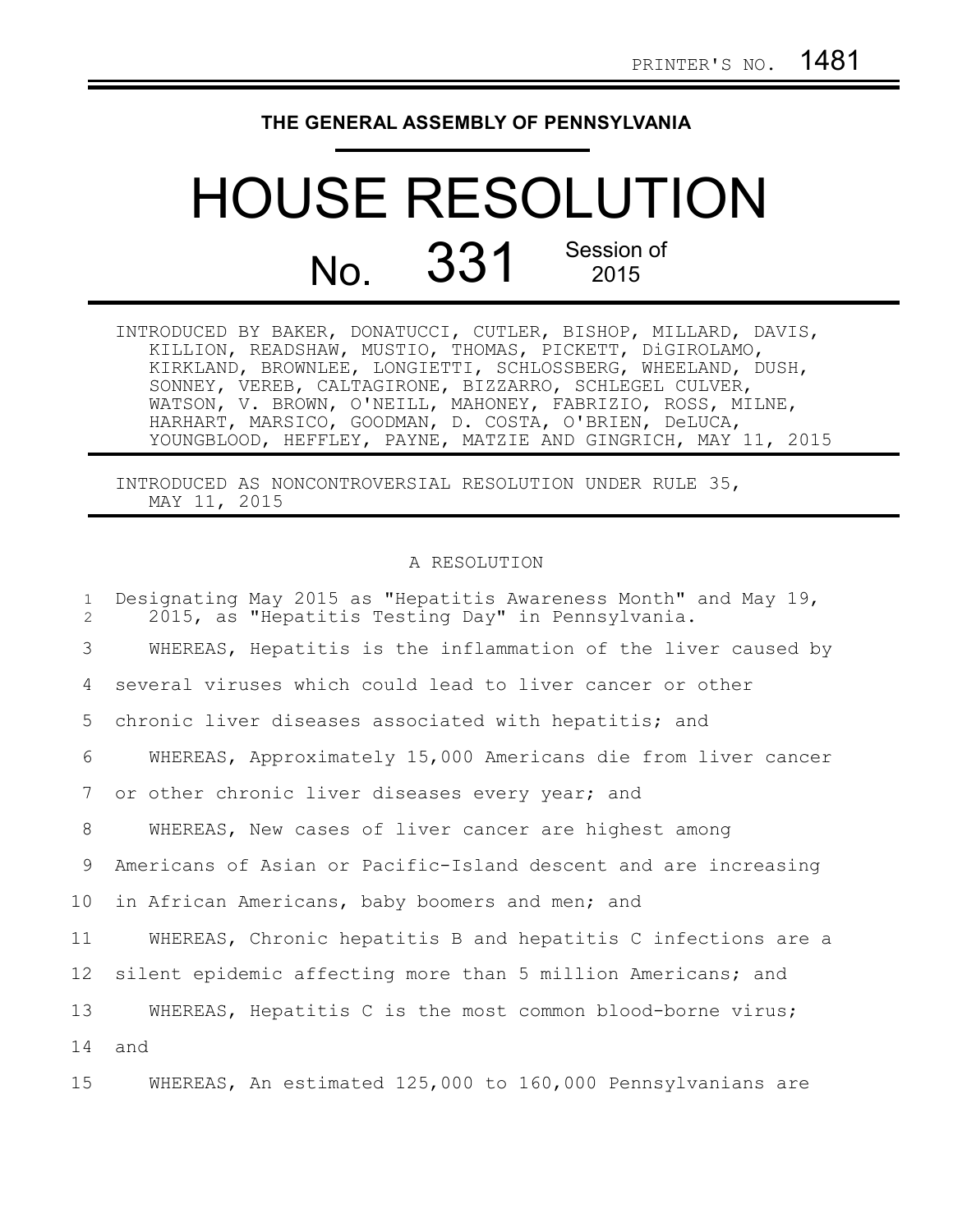PRINTER'S NO. 1481

THE GENERAL ASSEMBLY OF PENNSYLVANIA

# HOUSE RESOLUTION

## No. 331 Session of 2015

INTRODUCED BY BAKER, DONATUCCI, CUTLER, BISHOP, MILLARD, DAVIS, KILLION, READSHAW, MUSTIO, THOMAS, PICKETT, DiGIROLAMO, KIRKLAND, BROWNLEE, LONGIETTI, SCHLOSSBERG, WHEELAND, DUSH, SONNEY, VEREB, CALTAGIRONE, BIZZARRO, SCHLEGEL CULVER, WATSON, V. BROWN, O'NEILL, MAHONEY, FABRIZIO, ROSS, MILNE, HARHART, MARSICO, GOODMAN, D. COSTA, O'BRIEN, DeLUCA, YOUNGBLOOD, HEFFLEY, PAYNE, MATZIE AND GINGRICH, MAY 11, 2015

INTRODUCED AS NONCONTROVERSIAL RESOLUTION UNDER RULE 35, MAY 11, 2015

A RESOLUTION

Designating May 2015 as "Hepatitis Awareness Month" and May 19, 2015, as "Hepatitis Testing Day" in Pennsylvania.

WHEREAS, Hepatitis is the inflammation of the liver caused by several viruses which could lead to liver cancer or other chronic liver diseases associated with hepatitis; and

WHEREAS, Approximately 15,000 Americans die from liver cancer or other chronic liver diseases every year; and

WHEREAS, New cases of liver cancer are highest among Americans of Asian or Pacific-Island descent and are increasing in African Americans, baby boomers and men; and

WHEREAS, Chronic hepatitis B and hepatitis C infections are a silent epidemic affecting more than 5 million Americans; and

WHEREAS, Hepatitis C is the most common blood-borne virus; and

WHEREAS, An estimated 125,000 to 160,000 Pennsylvanians are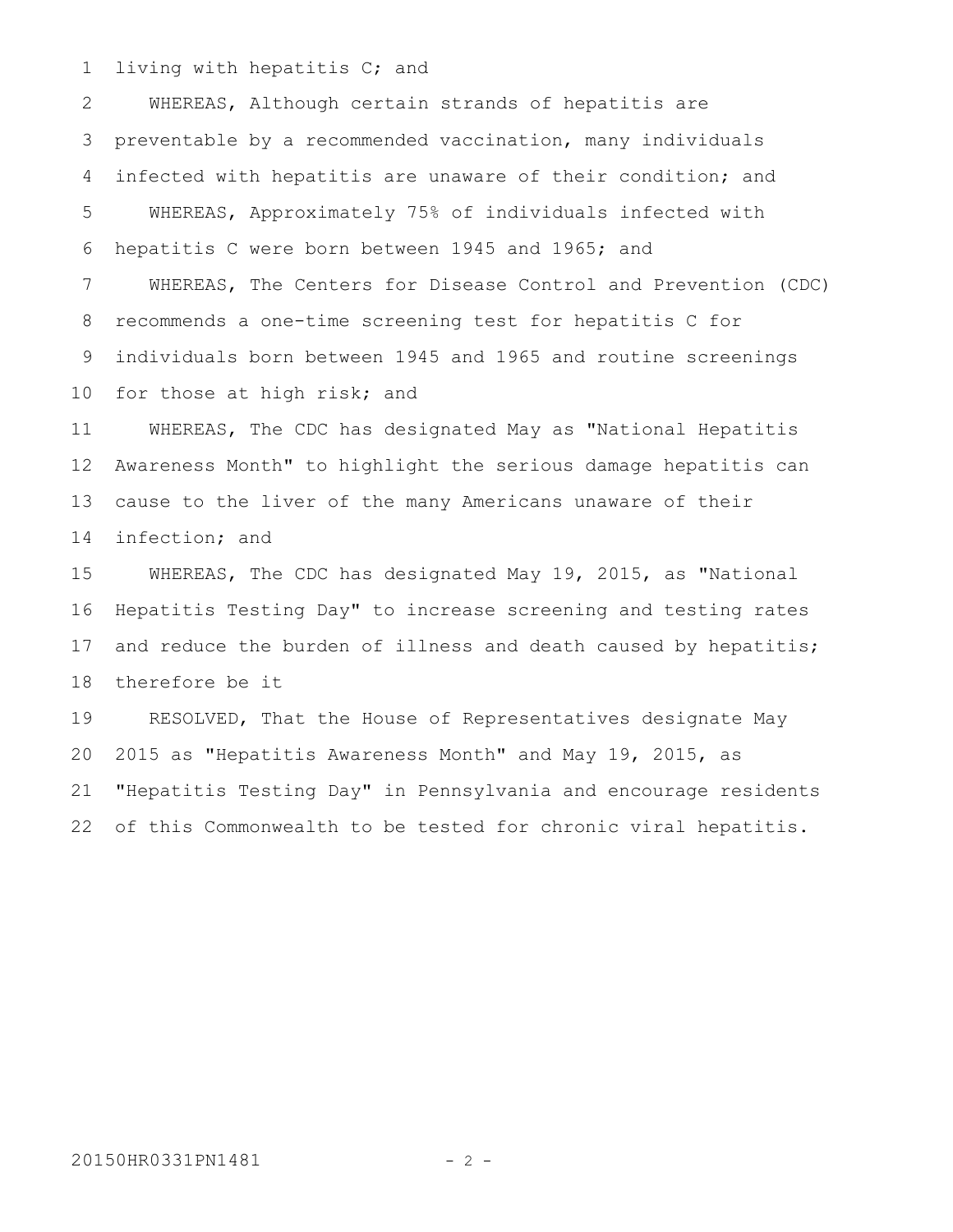living with hepatitis C; and

WHEREAS, Although certain strands of hepatitis are preventable by a recommended vaccination, many individuals infected with hepatitis are unaware of their condition; and

WHEREAS, Approximately 75% of individuals infected with hepatitis C were born between 1945 and 1965; and

WHEREAS, The Centers for Disease Control and Prevention (CDC) recommends a one-time screening test for hepatitis C for individuals born between 1945 and 1965 and routine screenings for those at high risk; and

WHEREAS, The CDC has designated May as "National Hepatitis Awareness Month" to highlight the serious damage hepatitis can cause to the liver of the many Americans unaware of their infection; and

WHEREAS, The CDC has designated May 19, 2015, as "National Hepatitis Testing Day" to increase screening and testing rates and reduce the burden of illness and death caused by hepatitis; therefore be it

RESOLVED, That the House of Representatives designate May 2015 as "Hepatitis Awareness Month" and May 19, 2015, as "Hepatitis Testing Day" in Pennsylvania and encourage residents of this Commonwealth to be tested for chronic viral hepatitis.